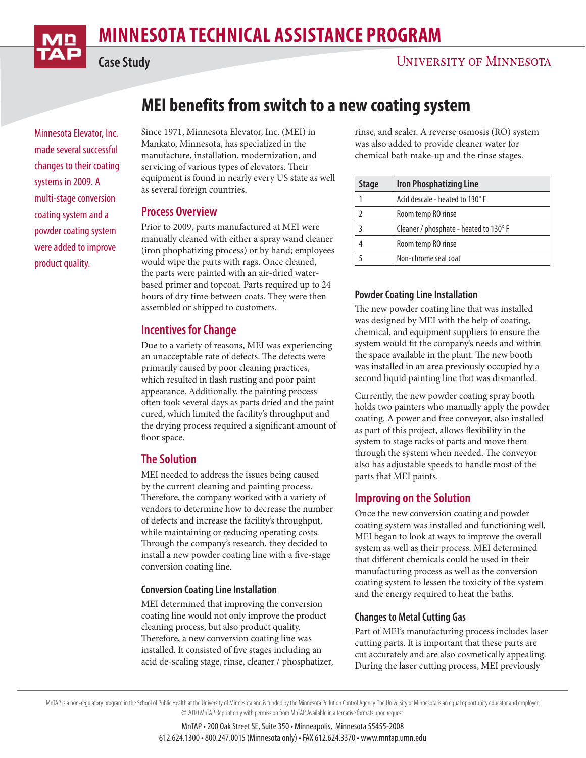# MINNESOTA TECHNICAL ASSISTANCE PROGRAM

Case Study

UNIVERSITY OF MINNESOTA

## MEI benefits from switch to a new coating system

Minnesota Elevator, Inc. made several successful changes to their coating systems in 2009. A multi-stage conversion coating system and a powder coating system were added to improve product quality.

Since 1971, Minnesota Elevator, Inc. (MEI) in Mankato, Minnesota, has specialized in the manufacture, installation, modernization, and servicing of various types of elevators. Their equipment is found in nearly every US state as well as several foreign countries.

### Process Overview

Prior to 2009, parts manufactured at MEI were manually cleaned with either a spray wand cleaner (iron phophatizing process) or by hand; employees would wipe the parts with rags. Once cleaned, the parts were painted with an air-dried water-based primer and topcoat. Parts required up to 24 hours of dry time between coats. They were then assembled or shipped to customers.

### Incentives for Change

Due to a variety of reasons, MEI was experiencing an unacceptable rate of defects. The defects were primarily caused by poor cleaning practices, which resulted in flash rusting and poor paint appearance. Additionally, the painting process often took several days as parts dried and the paint cured, which limited the facility's throughput and the drying process required a significant amount of floor space.

### The Solution

MEI needed to address the issues being caused by the current cleaning and painting process. Therefore, the company worked with a variety of vendors to determine how to decrease the number of defects and increase the facility's throughput, while maintaining or reducing operating costs. Through the company's research, they decided to install a new powder coating line with a five-stage conversion coating line.

#### Conversion Coating Line Installation

MEI determined that improving the conversion coating line would not only improve the product cleaning process, but also product quality. Therefore, a new conversion coating line was installed. It consisted of five stages including an acid de-scaling stage, rinse, cleaner / phosphatizer, rinse, and sealer. A reverse osmosis (RO) system was also added to provide cleaner water for chemical bath make-up and the rinse stages.

| Stage | Iron Phosphatizing Line |
|---|---|
| 1 | Acid descale - heated to 130° F |
| 2 | Room temp RO rinse |
| 3 | Cleaner / phosphate - heated to 130° F |
| 4 | Room temp RO rinse |
| 5 | Non-chrome seal coat |

#### Powder Coating Line Installation

The new powder coating line that was installed was designed by MEI with the help of coating, chemical, and equipment suppliers to ensure the system would fit the company's needs and within the space available in the plant. The new booth was installed in an area previously occupied by a second liquid painting line that was dismantled.

Currently, the new powder coating spray booth holds two painters who manually apply the powder coating. A power and free conveyor, also installed as part of this project, allows flexibility in the system to stage racks of parts and move them through the system when needed. The conveyor also has adjustable speeds to handle most of the parts that MEI paints.

### Improving on the Solution

Once the new conversion coating and powder coating system was installed and functioning well, MEI began to look at ways to improve the overall system as well as their process. MEI determined that different chemicals could be used in their manufacturing process as well as the conversion coating system to lessen the toxicity of the system and the energy required to heat the baths.

#### Changes to Metal Cutting Gas

Part of MEI's manufacturing process includes laser cutting parts. It is important that these parts are cut accurately and are also cosmetically appealing. During the laser cutting process, MEI previously

MnTAP is a non-regulatory program in the School of Public Health at the University of Minnesota and is funded by the Minnesota Pollution Control Agency. The University of Minnesota is an equal opportunity educator and employer. © 2010 MnTAP. Reprint only with permission from MnTAP. Available in alternative formats upon request.

MnTAP • 200 Oak Street SE, Suite 350 • Minneapolis, Minnesota 55455-2008
612.624.1300 • 800.247.0015 (Minnesota only) • FAX 612.624.3370 • www.mntap.umn.edu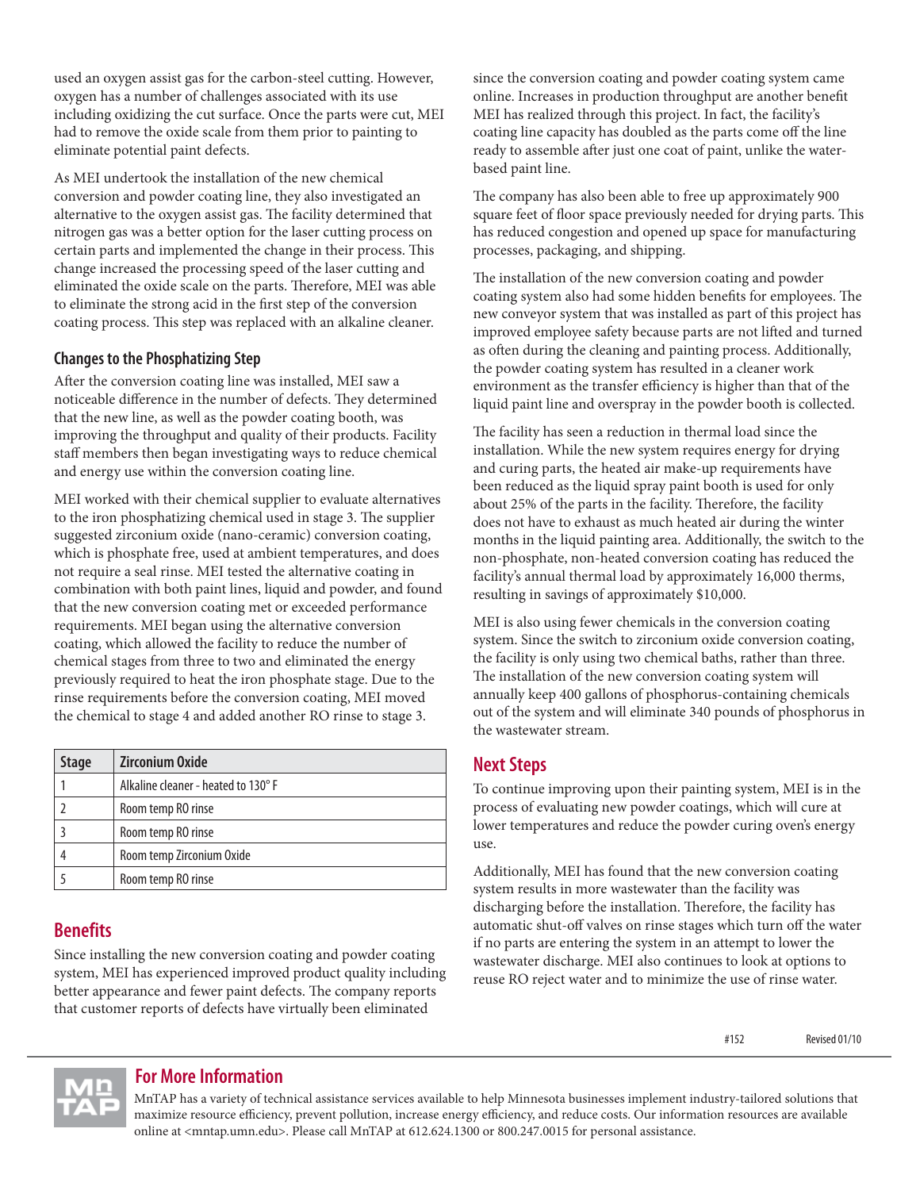used an oxygen assist gas for the carbon-steel cutting. However, oxygen has a number of challenges associated with its use including oxidizing the cut surface. Once the parts were cut, MEI had to remove the oxide scale from them prior to painting to eliminate potential paint defects.

As MEI undertook the installation of the new chemical conversion and powder coating line, they also investigated an alternative to the oxygen assist gas. The facility determined that nitrogen gas was a better option for the laser cutting process on certain parts and implemented the change in their process. This change increased the processing speed of the laser cutting and eliminated the oxide scale on the parts. Therefore, MEI was able to eliminate the strong acid in the first step of the conversion coating process. This step was replaced with an alkaline cleaner.

### Changes to the Phosphatizing Step

After the conversion coating line was installed, MEI saw a noticeable difference in the number of defects. They determined that the new line, as well as the powder coating booth, was improving the throughput and quality of their products. Facility staff members then began investigating ways to reduce chemical and energy use within the conversion coating line.

MEI worked with their chemical supplier to evaluate alternatives to the iron phosphatizing chemical used in stage 3. The supplier suggested zirconium oxide (nano-ceramic) conversion coating, which is phosphate free, used at ambient temperatures, and does not require a seal rinse. MEI tested the alternative coating in combination with both paint lines, liquid and powder, and found that the new conversion coating met or exceeded performance requirements. MEI began using the alternative conversion coating, which allowed the facility to reduce the number of chemical stages from three to two and eliminated the energy previously required to heat the iron phosphate stage. Due to the rinse requirements before the conversion coating, MEI moved the chemical to stage 4 and added another RO rinse to stage 3.

| Stage | Zirconium Oxide |
|---|---|
| 1 | Alkaline cleaner - heated to 130° F |
| 2 | Room temp RO rinse |
| 3 | Room temp RO rinse |
| 4 | Room temp Zirconium Oxide |
| 5 | Room temp RO rinse |

## Benefits

Since installing the new conversion coating and powder coating system, MEI has experienced improved product quality including better appearance and fewer paint defects. The company reports that customer reports of defects have virtually been eliminated since the conversion coating and powder coating system came online. Increases in production throughput are another benefit MEI has realized through this project. In fact, the facility's coating line capacity has doubled as the parts come off the line ready to assemble after just one coat of paint, unlike the water-based paint line.

The company has also been able to free up approximately 900 square feet of floor space previously needed for drying parts. This has reduced congestion and opened up space for manufacturing processes, packaging, and shipping.

The installation of the new conversion coating and powder coating system also had some hidden benefits for employees. The new conveyor system that was installed as part of this project has improved employee safety because parts are not lifted and turned as often during the cleaning and painting process. Additionally, the powder coating system has resulted in a cleaner work environment as the transfer efficiency is higher than that of the liquid paint line and overspray in the powder booth is collected.

The facility has seen a reduction in thermal load since the installation. While the new system requires energy for drying and curing parts, the heated air make-up requirements have been reduced as the liquid spray paint booth is used for only about 25% of the parts in the facility. Therefore, the facility does not have to exhaust as much heated air during the winter months in the liquid painting area. Additionally, the switch to the non-phosphate, non-heated conversion coating has reduced the facility's annual thermal load by approximately 16,000 therms, resulting in savings of approximately $10,000.

MEI is also using fewer chemicals in the conversion coating system. Since the switch to zirconium oxide conversion coating, the facility is only using two chemical baths, rather than three. The installation of the new conversion coating system will annually keep 400 gallons of phosphorus-containing chemicals out of the system and will eliminate 340 pounds of phosphorus in the wastewater stream.

## Next Steps

To continue improving upon their painting system, MEI is in the process of evaluating new powder coatings, which will cure at lower temperatures and reduce the powder curing oven's energy use.

Additionally, MEI has found that the new conversion coating system results in more wastewater than the facility was discharging before the installation. Therefore, the facility has automatic shut-off valves on rinse stages which turn off the water if no parts are entering the system in an attempt to lower the wastewater discharge. MEI also continues to look at options to reuse RO reject water and to minimize the use of rinse water.

#152 Revised 01/10

## For More Information

MnTAP has a variety of technical assistance services available to help Minnesota businesses implement industry-tailored solutions that maximize resource efficiency, prevent pollution, increase energy efficiency, and reduce costs. Our information resources are available online at <mntap.umn.edu>. Please call MnTAP at 612.624.1300 or 800.247.0015 for personal assistance.